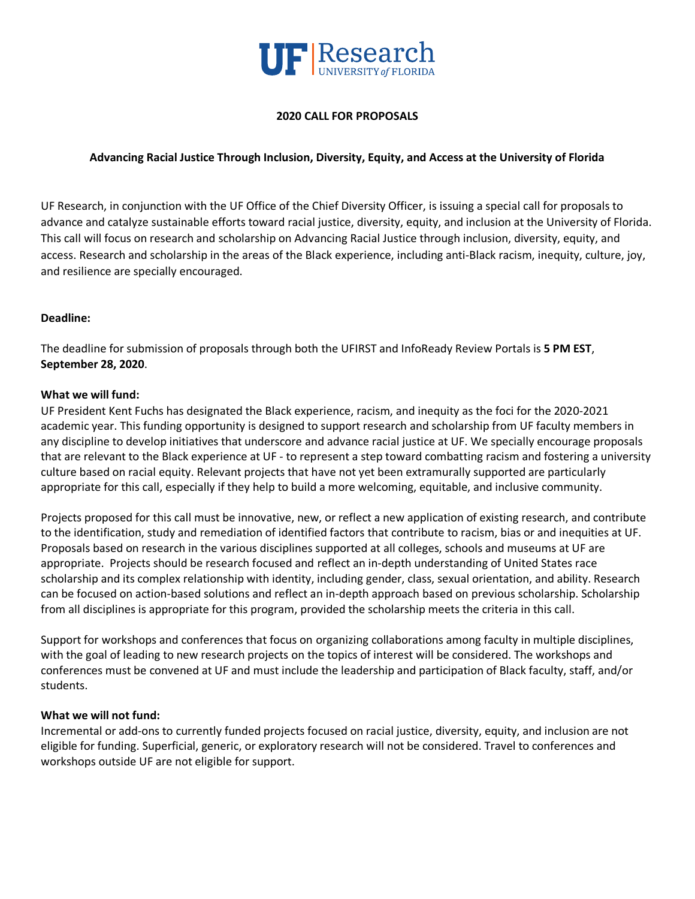UF | Research
UNIVERSITY of FLORIDA

# 2020 CALL FOR PROPOSALS

## Advancing Racial Justice Through Inclusion, Diversity, Equity, and Access at the University of Florida

UF Research, in conjunction with the UF Office of the Chief Diversity Officer, is issuing a special call for proposals to advance and catalyze sustainable efforts toward racial justice, diversity, equity, and inclusion at the University of Florida. This call will focus on research and scholarship on Advancing Racial Justice through inclusion, diversity, equity, and access. Research and scholarship in the areas of the Black experience, including anti-Black racism, inequity, culture, joy, and resilience are specially encouraged.

**Deadline:**

The deadline for submission of proposals through both the UFIRST and InfoReady Review Portals is **5 PM EST**, **September 28, 2020**.

**What we will fund:**

UF President Kent Fuchs has designated the Black experience, racism, and inequity as the foci for the 2020-2021 academic year. This funding opportunity is designed to support research and scholarship from UF faculty members in any discipline to develop initiatives that underscore and advance racial justice at UF. We specially encourage proposals that are relevant to the Black experience at UF - to represent a step toward combatting racism and fostering a university culture based on racial equity. Relevant projects that have not yet been extramurally supported are particularly appropriate for this call, especially if they help to build a more welcoming, equitable, and inclusive community.

Projects proposed for this call must be innovative, new, or reflect a new application of existing research, and contribute to the identification, study and remediation of identified factors that contribute to racism, bias or and inequities at UF. Proposals based on research in the various disciplines supported at all colleges, schools and museums at UF are appropriate. Projects should be research focused and reflect an in-depth understanding of United States race scholarship and its complex relationship with identity, including gender, class, sexual orientation, and ability. Research can be focused on action-based solutions and reflect an in-depth approach based on previous scholarship. Scholarship from all disciplines is appropriate for this program, provided the scholarship meets the criteria in this call.

Support for workshops and conferences that focus on organizing collaborations among faculty in multiple disciplines, with the goal of leading to new research projects on the topics of interest will be considered. The workshops and conferences must be convened at UF and must include the leadership and participation of Black faculty, staff, and/or students.

**What we will not fund:**

Incremental or add-ons to currently funded projects focused on racial justice, diversity, equity, and inclusion are not eligible for funding. Superficial, generic, or exploratory research will not be considered. Travel to conferences and workshops outside UF are not eligible for support.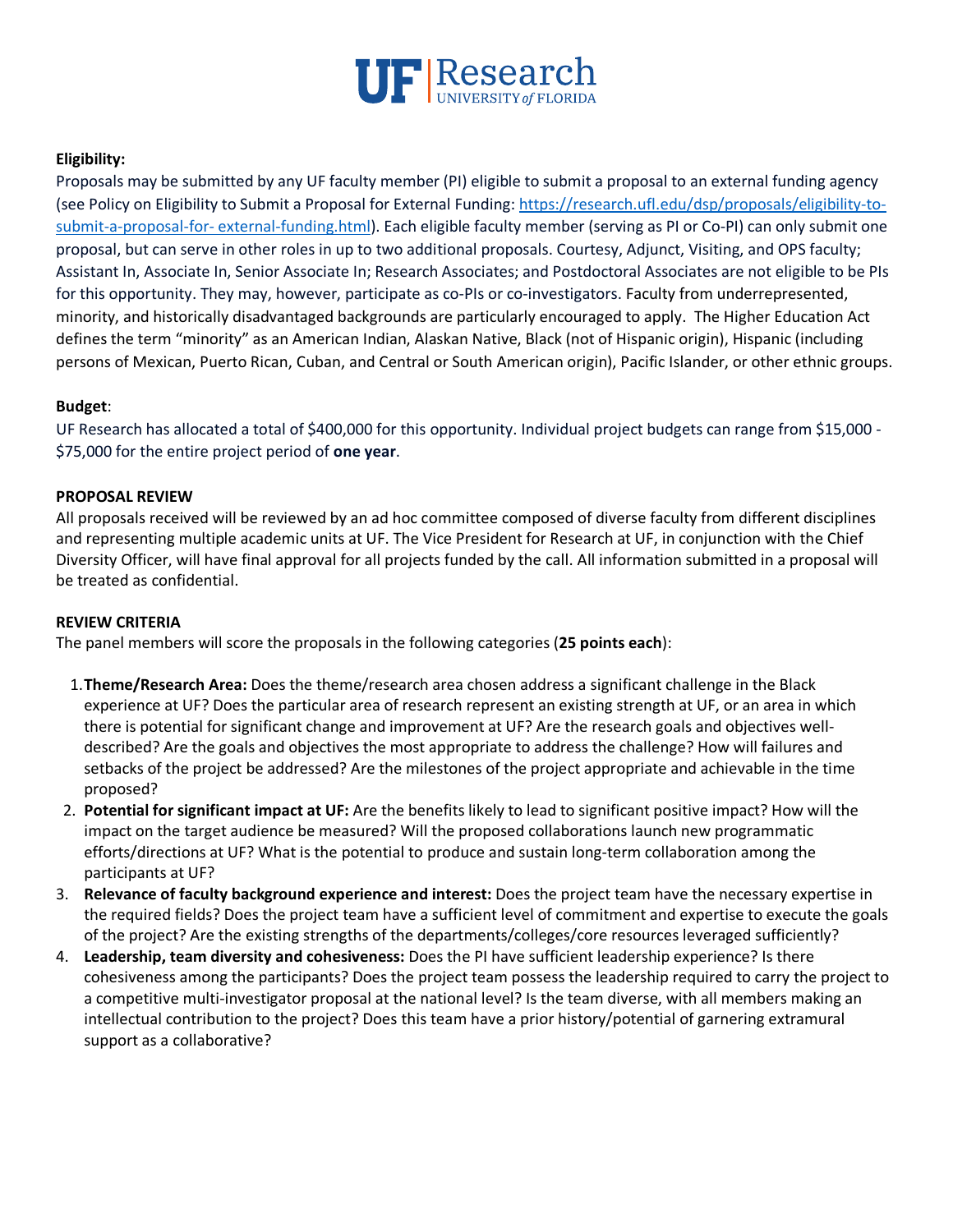**Eligibility:**

Proposals may be submitted by any UF faculty member (PI) eligible to submit a proposal to an external funding agency (see Policy on Eligibility to Submit a Proposal for External Funding: [https://research.ufl.edu/dsp/proposals/eligibility-to-submit-a-proposal-for- external-funding.html](https://research.ufl.edu/dsp/proposals/eligibility-to-submit-a-proposal-for-external-funding.html)). Each eligible faculty member (serving as PI or Co-PI) can only submit one proposal, but can serve in other roles in up to two additional proposals. Courtesy, Adjunct, Visiting, and OPS faculty; Assistant In, Associate In, Senior Associate In; Research Associates; and Postdoctoral Associates are not eligible to be PIs for this opportunity. They may, however, participate as co-PIs or co-investigators. Faculty from underrepresented, minority, and historically disadvantaged backgrounds are particularly encouraged to apply. The Higher Education Act defines the term "minority" as an American Indian, Alaskan Native, Black (not of Hispanic origin), Hispanic (including persons of Mexican, Puerto Rican, Cuban, and Central or South American origin), Pacific Islander, or other ethnic groups.

**Budget**:

UF Research has allocated a total of $400,000 for this opportunity. Individual project budgets can range from $15,000 - $75,000 for the entire project period of **one year**.

**PROPOSAL REVIEW**

All proposals received will be reviewed by an ad hoc committee composed of diverse faculty from different disciplines and representing multiple academic units at UF. The Vice President for Research at UF, in conjunction with the Chief Diversity Officer, will have final approval for all projects funded by the call. All information submitted in a proposal will be treated as confidential.

**REVIEW CRITERIA**

The panel members will score the proposals in the following categories (**25 points each**):

1. **Theme/Research Area:** Does the theme/research area chosen address a significant challenge in the Black experience at UF? Does the particular area of research represent an existing strength at UF, or an area in which there is potential for significant change and improvement at UF? Are the research goals and objectives well-described? Are the goals and objectives the most appropriate to address the challenge? How will failures and setbacks of the project be addressed? Are the milestones of the project appropriate and achievable in the time proposed?
2. **Potential for significant impact at UF:** Are the benefits likely to lead to significant positive impact? How will the impact on the target audience be measured? Will the proposed collaborations launch new programmatic efforts/directions at UF? What is the potential to produce and sustain long-term collaboration among the participants at UF?
3. **Relevance of faculty background experience and interest:** Does the project team have the necessary expertise in the required fields? Does the project team have a sufficient level of commitment and expertise to execute the goals of the project? Are the existing strengths of the departments/colleges/core resources leveraged sufficiently?
4. **Leadership, team diversity and cohesiveness:** Does the PI have sufficient leadership experience? Is there cohesiveness among the participants? Does the project team possess the leadership required to carry the project to a competitive multi-investigator proposal at the national level? Is the team diverse, with all members making an intellectual contribution to the project? Does this team have a prior history/potential of garnering extramural support as a collaborative?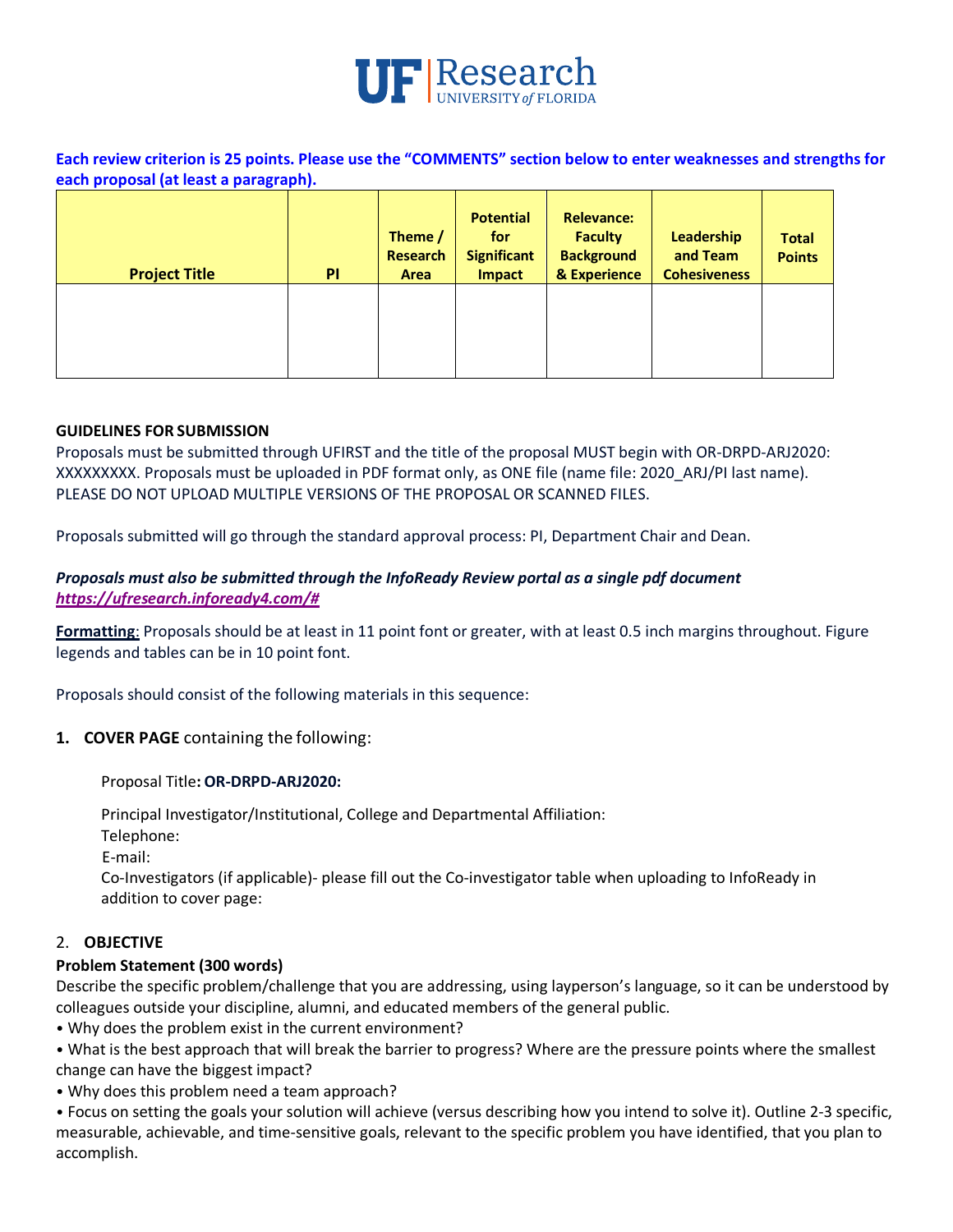**Each review criterion is 25 points. Please use the "COMMENTS" section below to enter weaknesses and strengths for each proposal (at least a paragraph).**

| Project Title | PI | Theme / Research Area | Potential for Significant Impact | Relevance: Faculty Background & Experience | Leadership and Team Cohesiveness | Total Points |
|---|---|---|---|---|---|---|
| | | | | | | |

**GUIDELINES FOR SUBMISSION**

Proposals must be submitted through UFIRST and the title of the proposal MUST begin with OR-DRPD-ARJ2020: XXXXXXXXX. Proposals must be uploaded in PDF format only, as ONE file (name file: 2020_ARJ/PI last name). PLEASE DO NOT UPLOAD MULTIPLE VERSIONS OF THE PROPOSAL OR SCANNED FILES.

Proposals submitted will go through the standard approval process: PI, Department Chair and Dean.

***Proposals must also be submitted through the InfoReady Review portal as a single pdf document [https://ufresearch.infoready4.com/#](https://ufresearch.infoready4.com/#)***

**Formatting**: Proposals should be at least in 11 point font or greater, with at least 0.5 inch margins throughout. Figure legends and tables can be in 10 point font.

Proposals should consist of the following materials in this sequence:

1. **COVER PAGE** containing the following:

   Proposal Title**: OR-DRPD-ARJ2020:**

   Principal Investigator/Institutional, College and Departmental Affiliation:
   Telephone:
   E-mail:
   Co-Investigators (if applicable)- please fill out the Co-investigator table when uploading to InfoReady in addition to cover page:

2. **OBJECTIVE**

**Problem Statement (300 words)**

Describe the specific problem/challenge that you are addressing, using layperson's language, so it can be understood by colleagues outside your discipline, alumni, and educated members of the general public.

- Why does the problem exist in the current environment?
- What is the best approach that will break the barrier to progress? Where are the pressure points where the smallest change can have the biggest impact?
- Why does this problem need a team approach?
- Focus on setting the goals your solution will achieve (versus describing how you intend to solve it). Outline 2-3 specific, measurable, achievable, and time-sensitive goals, relevant to the specific problem you have identified, that you plan to accomplish.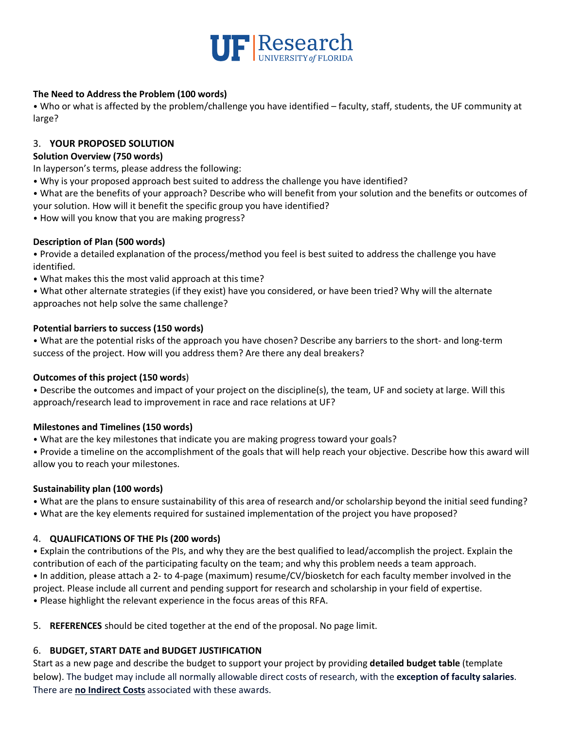**The Need to Address the Problem (100 words)**

• Who or what is affected by the problem/challenge you have identified – faculty, staff, students, the UF community at large?

## 3. YOUR PROPOSED SOLUTION

**Solution Overview (750 words)**

In layperson's terms, please address the following:

• Why is your proposed approach best suited to address the challenge you have identified?

• What are the benefits of your approach? Describe who will benefit from your solution and the benefits or outcomes of your solution. How will it benefit the specific group you have identified?

• How will you know that you are making progress?

**Description of Plan (500 words)**

• Provide a detailed explanation of the process/method you feel is best suited to address the challenge you have identified.

• What makes this the most valid approach at this time?

• What other alternate strategies (if they exist) have you considered, or have been tried? Why will the alternate approaches not help solve the same challenge?

**Potential barriers to success (150 words)**

• What are the potential risks of the approach you have chosen? Describe any barriers to the short- and long-term success of the project. How will you address them? Are there any deal breakers?

**Outcomes of this project (150 words)**

• Describe the outcomes and impact of your project on the discipline(s), the team, UF and society at large. Will this approach/research lead to improvement in race and race relations at UF?

**Milestones and Timelines (150 words)**

• What are the key milestones that indicate you are making progress toward your goals?

• Provide a timeline on the accomplishment of the goals that will help reach your objective. Describe how this award will allow you to reach your milestones.

**Sustainability plan (100 words)**

• What are the plans to ensure sustainability of this area of research and/or scholarship beyond the initial seed funding?

• What are the key elements required for sustained implementation of the project you have proposed?

## 4. QUALIFICATIONS OF THE PIs (200 words)

• Explain the contributions of the PIs, and why they are the best qualified to lead/accomplish the project. Explain the contribution of each of the participating faculty on the team; and why this problem needs a team approach.

• In addition, please attach a 2- to 4-page (maximum) resume/CV/biosketch for each faculty member involved in the project. Please include all current and pending support for research and scholarship in your field of expertise.

• Please highlight the relevant experience in the focus areas of this RFA.

## 5. REFERENCES

**REFERENCES** should be cited together at the end of the proposal. No page limit.

## 6. BUDGET, START DATE and BUDGET JUSTIFICATION

Start as a new page and describe the budget to support your project by providing **detailed budget table** (template below). The budget may include all normally allowable direct costs of research, with the **exception of faculty salaries**. There are **no Indirect Costs** associated with these awards.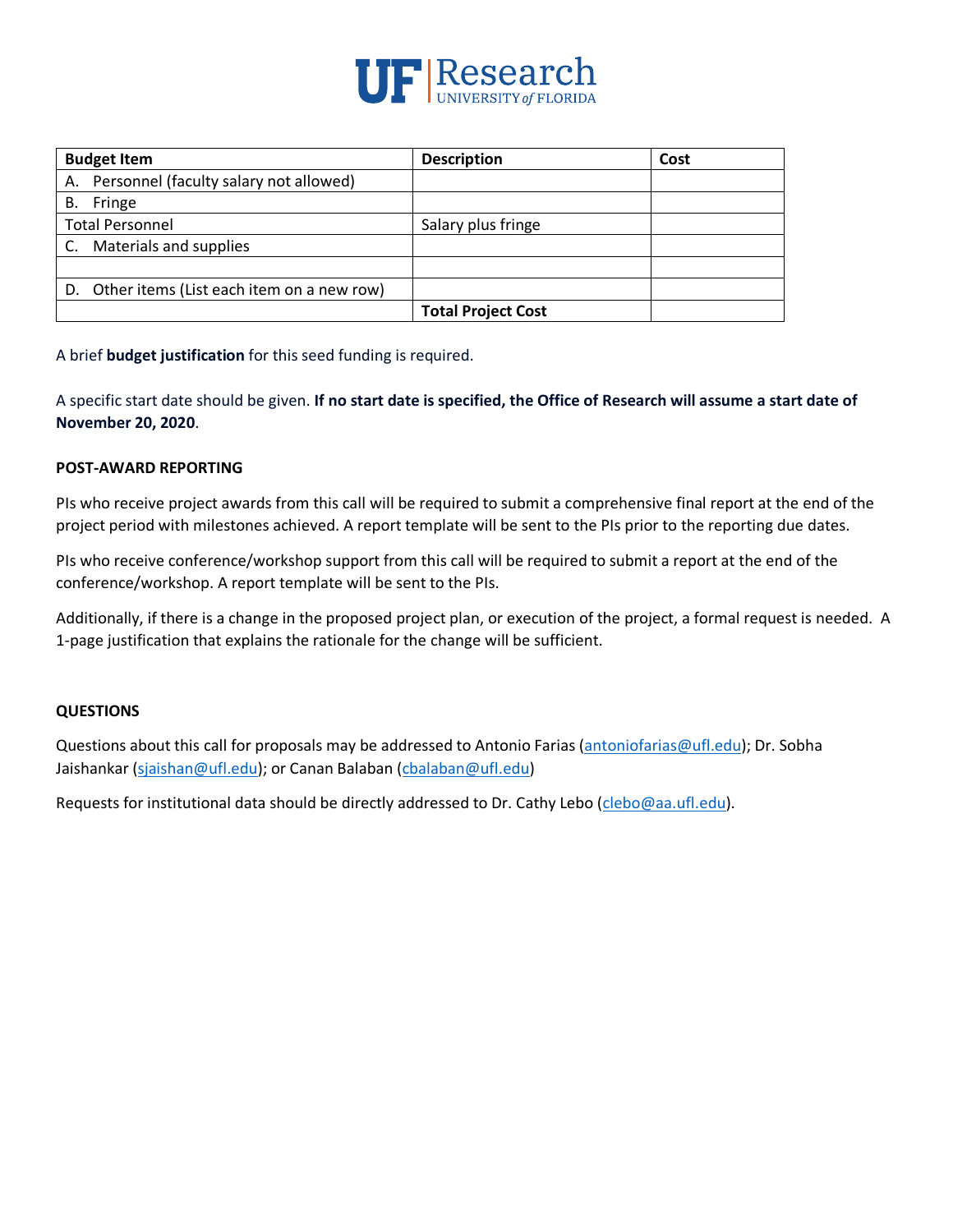| Budget Item | Description | Cost |
|---|---|---|
| A. Personnel (faculty salary not allowed) | | |
| B. Fringe | | |
| Total Personnel | Salary plus fringe | |
| C. Materials and supplies | | |
| | | |
| D. Other items (List each item on a new row) | | |
| | **Total Project Cost** | |

A brief **budget justification** for this seed funding is required.

A specific start date should be given. **If no start date is specified, the Office of Research will assume a start date of November 20, 2020**.

**POST-AWARD REPORTING**

PIs who receive project awards from this call will be required to submit a comprehensive final report at the end of the project period with milestones achieved. A report template will be sent to the PIs prior to the reporting due dates.

PIs who receive conference/workshop support from this call will be required to submit a report at the end of the conference/workshop. A report template will be sent to the PIs.

Additionally, if there is a change in the proposed project plan, or execution of the project, a formal request is needed. A 1-page justification that explains the rationale for the change will be sufficient.

**QUESTIONS**

Questions about this call for proposals may be addressed to Antonio Farias (antoniofarias@ufl.edu); Dr. Sobha Jaishankar (sjaishan@ufl.edu); or Canan Balaban (cbalaban@ufl.edu)

Requests for institutional data should be directly addressed to Dr. Cathy Lebo (clebo@aa.ufl.edu).